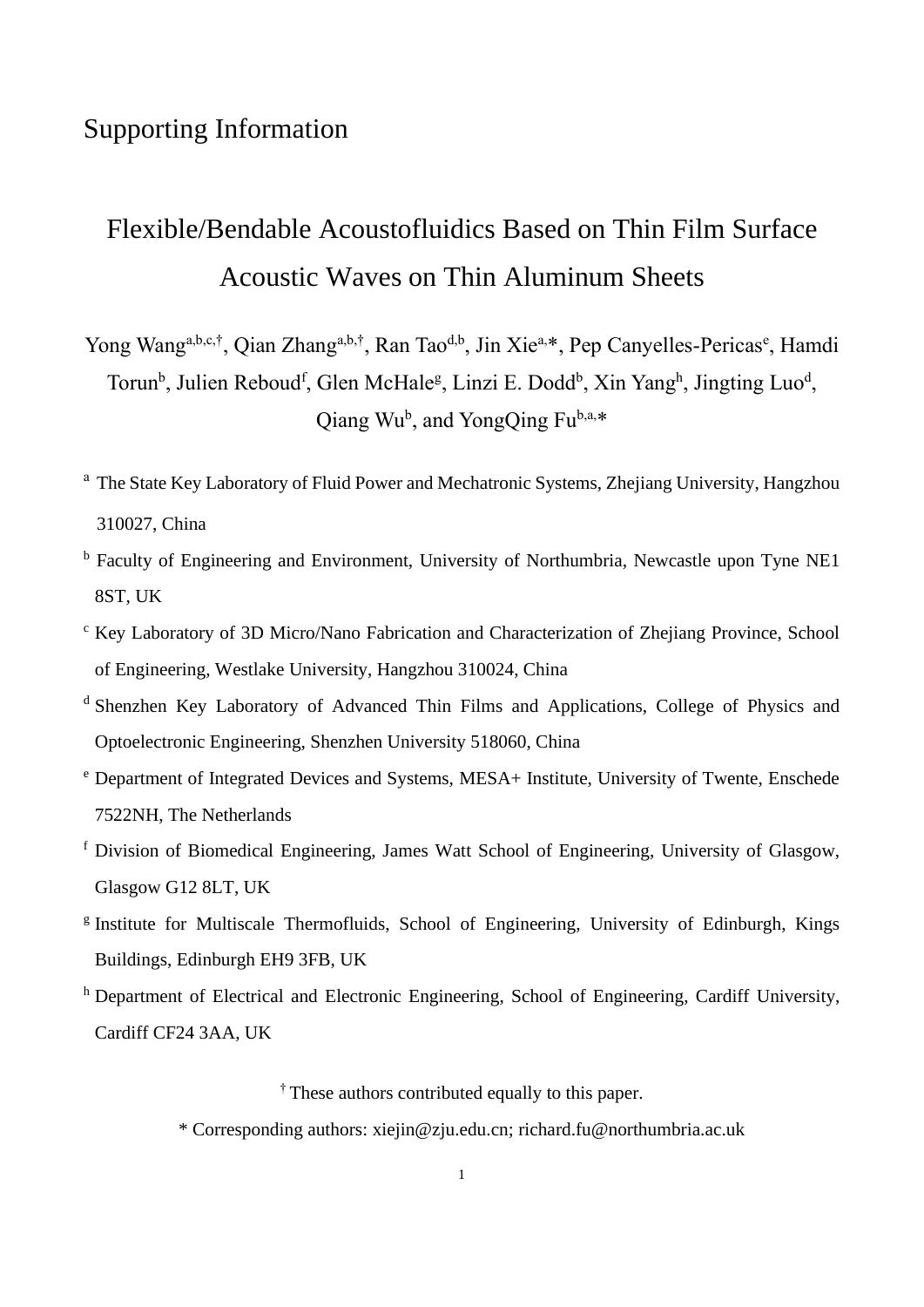Supporting Information

# Flexible/Bendable Acoustofluidics Based on Thin Film Surface Acoustic Waves on Thin Aluminum Sheets

Yong Wang[a,b,c,†], Qian Zhang[a,b,†], Ran Tao[d,b], Jin Xie[a,*], Pep Canyelles-Pericas[e], Hamdi Torun[b], Julien Reboud[f], Glen McHale[g], Linzi E. Dodd[b], Xin Yang[h], Jingting Luo[d], Qiang Wu[b], and YongQing Fu[b,a,*]

[a] The State Key Laboratory of Fluid Power and Mechatronic Systems, Zhejiang University, Hangzhou 310027, China

[b] Faculty of Engineering and Environment, University of Northumbria, Newcastle upon Tyne NE1 8ST, UK

[c] Key Laboratory of 3D Micro/Nano Fabrication and Characterization of Zhejiang Province, School of Engineering, Westlake University, Hangzhou 310024, China

[d] Shenzhen Key Laboratory of Advanced Thin Films and Applications, College of Physics and Optoelectronic Engineering, Shenzhen University 518060, China

[e] Department of Integrated Devices and Systems, MESA+ Institute, University of Twente, Enschede 7522NH, The Netherlands

[f] Division of Biomedical Engineering, James Watt School of Engineering, University of Glasgow, Glasgow G12 8LT, UK

[g] Institute for Multiscale Thermofluids, School of Engineering, University of Edinburgh, Kings Buildings, Edinburgh EH9 3FB, UK

[h] Department of Electrical and Electronic Engineering, School of Engineering, Cardiff University, Cardiff CF24 3AA, UK

[†] These authors contributed equally to this paper.

* Corresponding authors: xiejin@zju.edu.cn; richard.fu@northumbria.ac.uk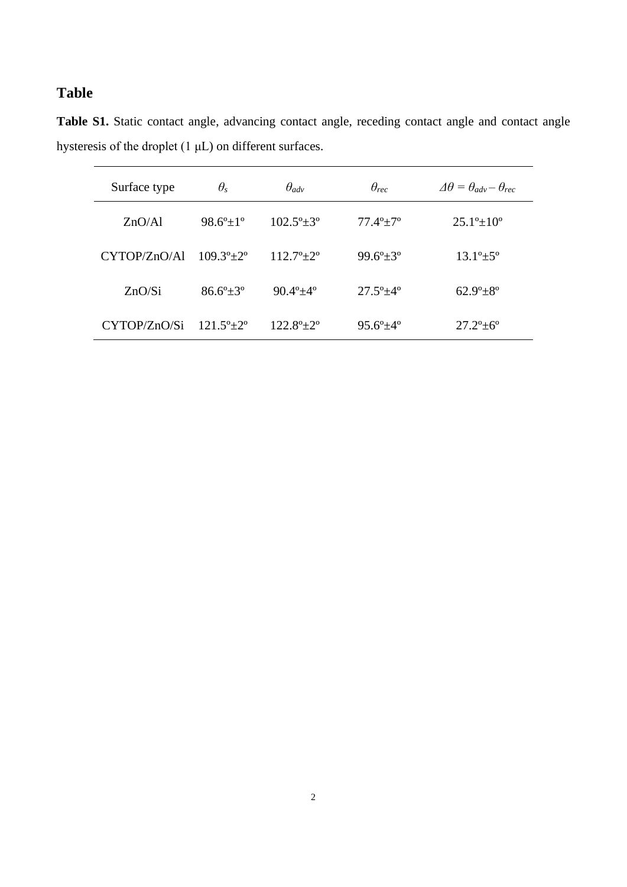# Table

**Table S1.** Static contact angle, advancing contact angle, receding contact angle and contact angle hysteresis of the droplet (1 μL) on different surfaces.

| Surface type | $\theta_s$ | $\theta_{adv}$ | $\theta_{rec}$ | $\Delta\theta = \theta_{adv} - \theta_{rec}$ |
|---|---|---|---|---|
| ZnO/Al | 98.6º±1º | 102.5º±3º | 77.4º±7º | 25.1º±10º |
| CYTOP/ZnO/Al | 109.3º±2º | 112.7º±2º | 99.6º±3º | 13.1º±5º |
| ZnO/Si | 86.6º±3º | 90.4º±4º | 27.5º±4º | 62.9º±8º |
| CYTOP/ZnO/Si | 121.5º±2º | 122.8º±2º | 95.6º±4º | 27.2º±6º |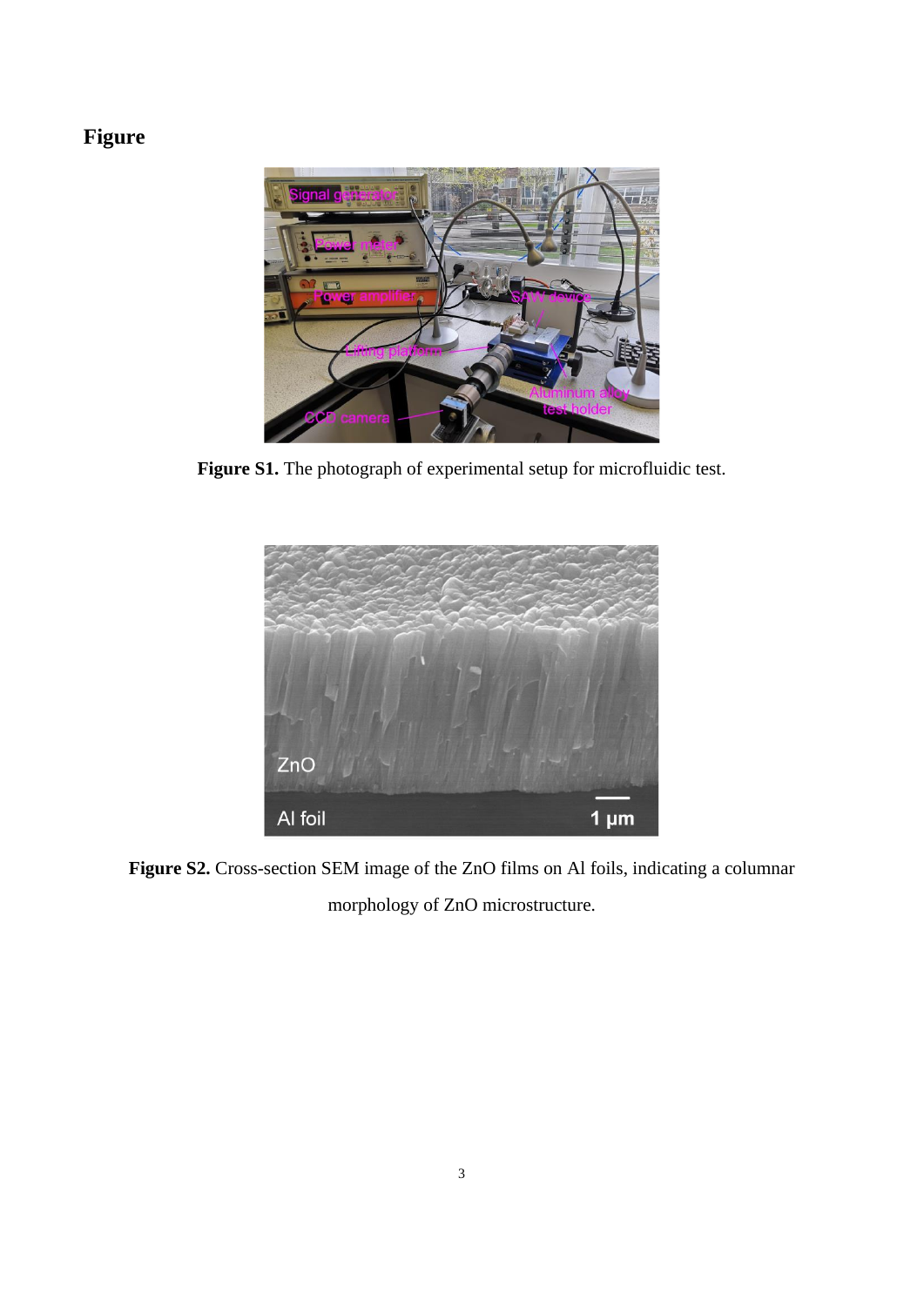# Figure

**Figure S1.** The photograph of experimental setup for microfluidic test.

**Figure S2.** Cross-section SEM image of the ZnO films on Al foils, indicating a columnar morphology of ZnO microstructure.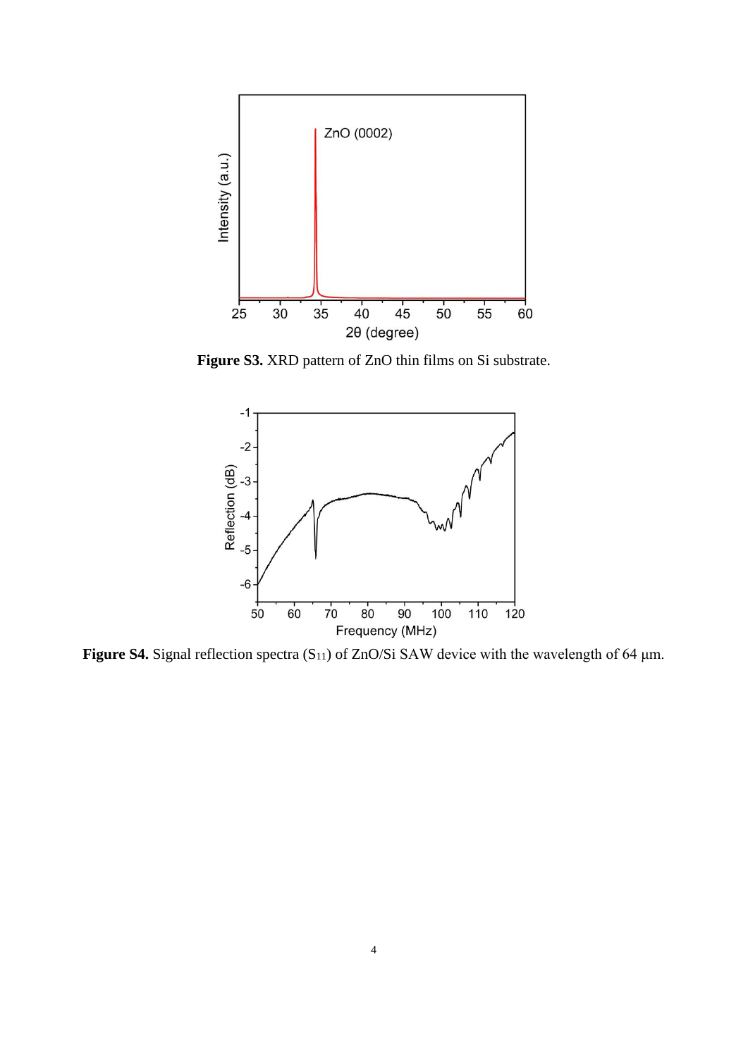**Figure S3.** XRD pattern of ZnO thin films on Si substrate.

**Figure S4.** Signal reflection spectra ($S_{11}$) of ZnO/Si SAW device with the wavelength of 64 μm.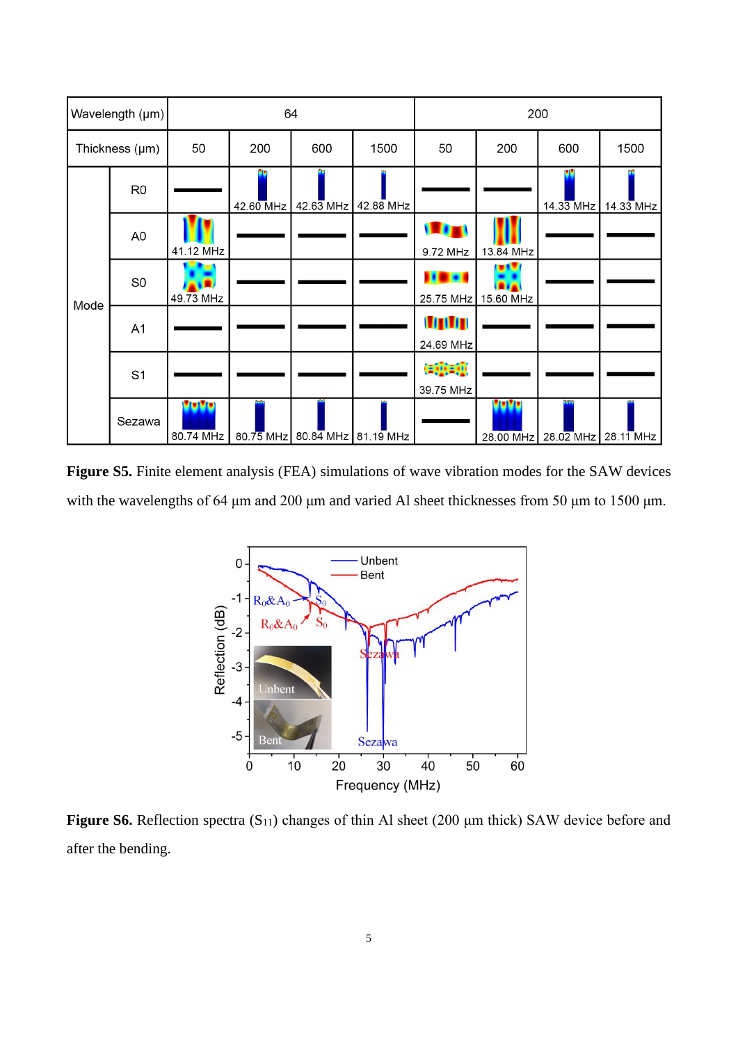| Wavelength (μm) | | 64 | | | | 200 | | | |
|---|---|---|---|---|---|---|---|---|---|
| Thickness (μm) | | 50 | 200 | 600 | 1500 | 50 | 200 | 600 | 1500 |
| Mode | R0 | — | 42.60 MHz | 42.63 MHz | 42.88 MHz | — | — | 14.33 MHz | 14.33 MHz |
| | A0 | 41.12 MHz | — | — | — | 9.72 MHz | 13.84 MHz | — | — |
| | S0 | 49.73 MHz | — | — | — | 25.75 MHz | 15.60 MHz | — | — |
| | A1 | — | — | — | — | 24.69 MHz | — | — | — |
| | S1 | — | — | — | — | 39.75 MHz | — | — | — |
| | Sezawa | 80.74 MHz | 80.75 MHz | 80.84 MHz | 81.19 MHz | — | 28.00 MHz | 28.02 MHz | 28.11 MHz |

**Figure S5.** Finite element analysis (FEA) simulations of wave vibration modes for the SAW devices with the wavelengths of 64 μm and 200 μm and varied Al sheet thicknesses from 50 μm to 1500 μm.

**Figure S6.** Reflection spectra ($S_{11}$) changes of thin Al sheet (200 μm thick) SAW device before and after the bending.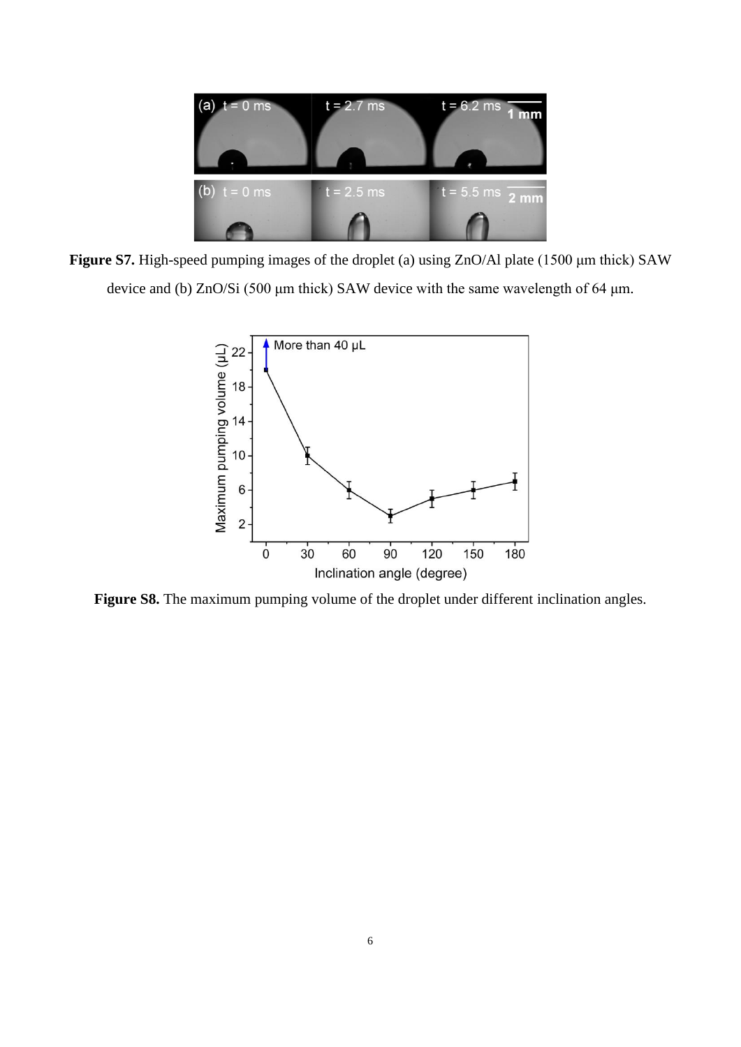**Figure S7.** High-speed pumping images of the droplet (a) using ZnO/Al plate (1500 μm thick) SAW device and (b) ZnO/Si (500 μm thick) SAW device with the same wavelength of 64 μm.

**Figure S8.** The maximum pumping volume of the droplet under different inclination angles.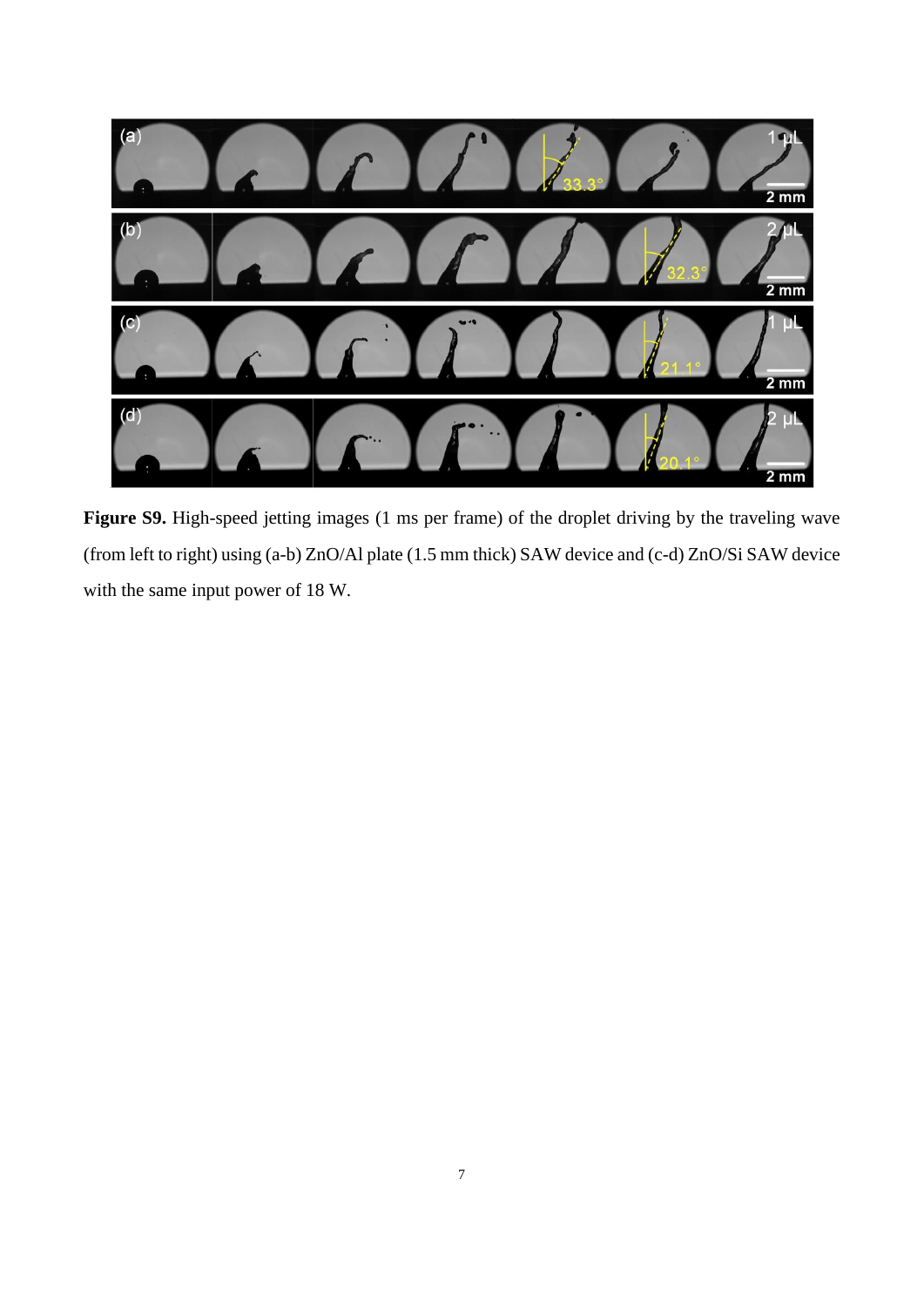**Figure S9.** High-speed jetting images (1 ms per frame) of the droplet driving by the traveling wave (from left to right) using (a-b) ZnO/Al plate (1.5 mm thick) SAW device and (c-d) ZnO/Si SAW device with the same input power of 18 W.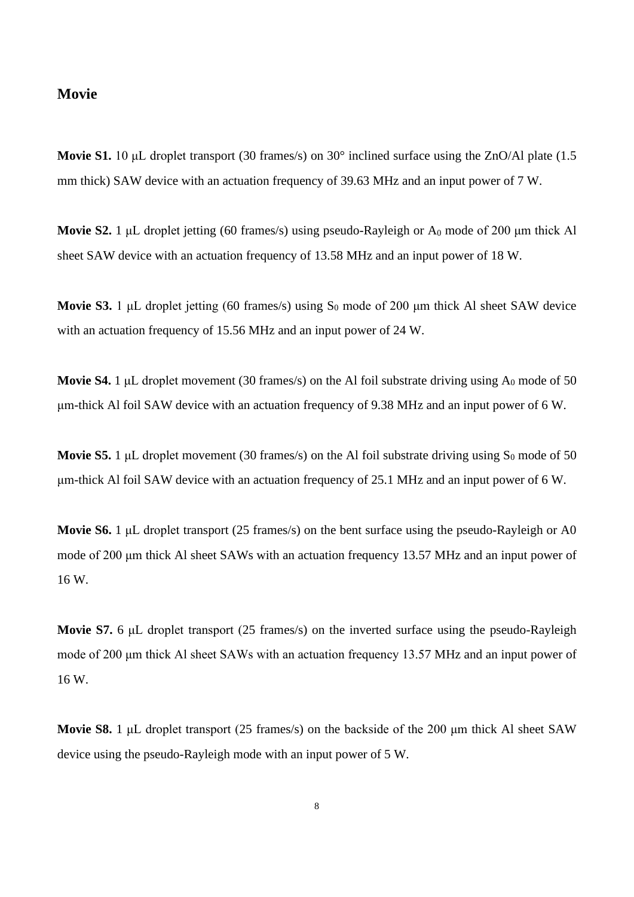## Movie

**Movie S1.** 10 μL droplet transport (30 frames/s) on 30° inclined surface using the ZnO/Al plate (1.5 mm thick) SAW device with an actuation frequency of 39.63 MHz and an input power of 7 W.

**Movie S2.** 1 μL droplet jetting (60 frames/s) using pseudo-Rayleigh or $A_0$ mode of 200 μm thick Al sheet SAW device with an actuation frequency of 13.58 MHz and an input power of 18 W.

**Movie S3.** 1 μL droplet jetting (60 frames/s) using $S_0$ mode of 200 μm thick Al sheet SAW device with an actuation frequency of 15.56 MHz and an input power of 24 W.

**Movie S4.** 1 μL droplet movement (30 frames/s) on the Al foil substrate driving using $A_0$ mode of 50 μm-thick Al foil SAW device with an actuation frequency of 9.38 MHz and an input power of 6 W.

**Movie S5.** 1 μL droplet movement (30 frames/s) on the Al foil substrate driving using $S_0$ mode of 50 μm-thick Al foil SAW device with an actuation frequency of 25.1 MHz and an input power of 6 W.

**Movie S6.** 1 μL droplet transport (25 frames/s) on the bent surface using the pseudo-Rayleigh or A0 mode of 200 μm thick Al sheet SAWs with an actuation frequency 13.57 MHz and an input power of 16 W.

**Movie S7.** 6 μL droplet transport (25 frames/s) on the inverted surface using the pseudo-Rayleigh mode of 200 μm thick Al sheet SAWs with an actuation frequency 13.57 MHz and an input power of 16 W.

**Movie S8.** 1 μL droplet transport (25 frames/s) on the backside of the 200 μm thick Al sheet SAW device using the pseudo-Rayleigh mode with an input power of 5 W.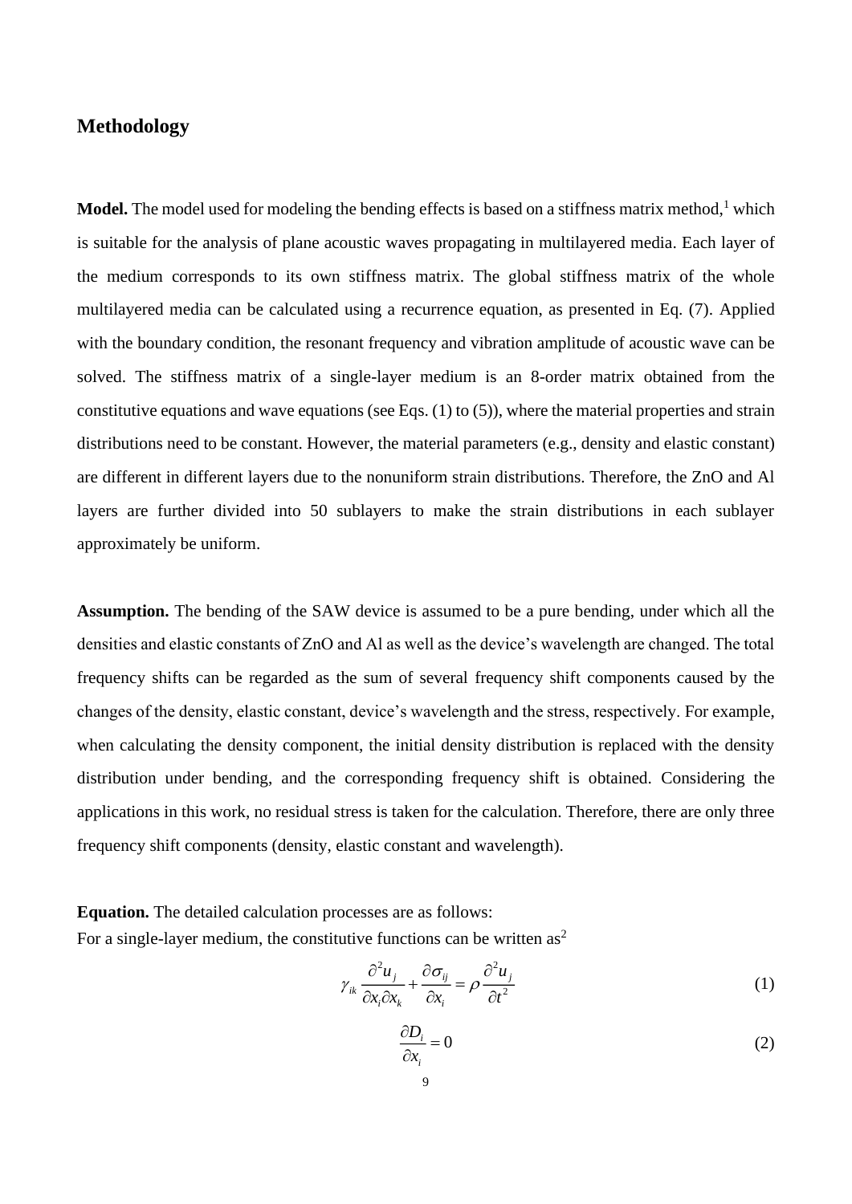## Methodology

**Model.** The model used for modeling the bending effects is based on a stiffness matrix method,[1] which is suitable for the analysis of plane acoustic waves propagating in multilayered media. Each layer of the medium corresponds to its own stiffness matrix. The global stiffness matrix of the whole multilayered media can be calculated using a recurrence equation, as presented in Eq. (7). Applied with the boundary condition, the resonant frequency and vibration amplitude of acoustic wave can be solved. The stiffness matrix of a single-layer medium is an 8-order matrix obtained from the constitutive equations and wave equations (see Eqs. (1) to (5)), where the material properties and strain distributions need to be constant. However, the material parameters (e.g., density and elastic constant) are different in different layers due to the nonuniform strain distributions. Therefore, the ZnO and Al layers are further divided into 50 sublayers to make the strain distributions in each sublayer approximately be uniform.

**Assumption.** The bending of the SAW device is assumed to be a pure bending, under which all the densities and elastic constants of ZnO and Al as well as the device's wavelength are changed. The total frequency shifts can be regarded as the sum of several frequency shift components caused by the changes of the density, elastic constant, device's wavelength and the stress, respectively. For example, when calculating the density component, the initial density distribution is replaced with the density distribution under bending, and the corresponding frequency shift is obtained. Considering the applications in this work, no residual stress is taken for the calculation. Therefore, there are only three frequency shift components (density, elastic constant and wavelength).

**Equation.** The detailed calculation processes are as follows:
For a single-layer medium, the constitutive functions can be written as[2]

$$\gamma_{ik}\frac{\partial^2 u_j}{\partial x_i \partial x_k}+\frac{\partial \sigma_{ij}}{\partial x_i}=\rho\frac{\partial^2 u_j}{\partial t^2} \tag{1}$$

$$\frac{\partial D_i}{\partial x_i}=0 \tag{2}$$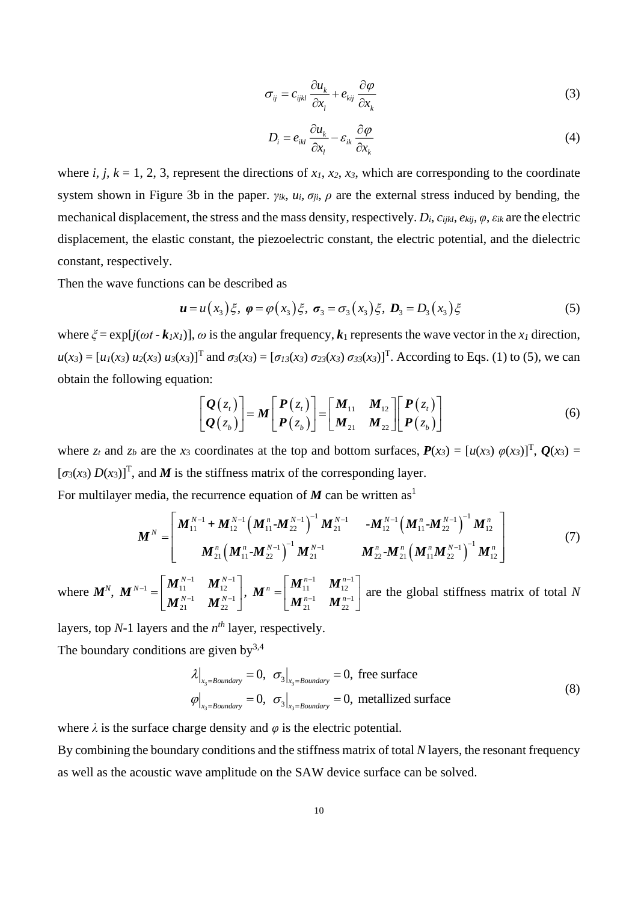$$\sigma_{ij} = c_{ijkl}\frac{\partial u_k}{\partial x_l} + e_{kij}\frac{\partial \varphi}{\partial x_k} \tag{3}$$

$$D_i = e_{ikl}\frac{\partial u_k}{\partial x_l} - \varepsilon_{ik}\frac{\partial \varphi}{\partial x_k} \tag{4}$$

where $i$, $j$, $k$ = 1, 2, 3, represent the directions of $x_1$, $x_2$, $x_3$, which are corresponding to the coordinate system shown in Figure 3b in the paper. $\gamma_{ik}$, $u_i$, $\sigma_{ji}$, $\rho$ are the external stress induced by bending, the mechanical displacement, the stress and the mass density, respectively. $D_i$, $c_{ijkl}$, $e_{kij}$, $\varphi$, $\varepsilon_{ik}$ are the electric displacement, the elastic constant, the piezoelectric constant, the electric potential, and the dielectric constant, respectively.

Then the wave functions can be described as

$$\boldsymbol{u} = u(x_3)\xi,\ \boldsymbol{\varphi} = \varphi(x_3)\xi,\ \boldsymbol{\sigma}_3 = \sigma_3(x_3)\xi,\ \boldsymbol{D}_3 = D_3(x_3)\xi \tag{5}$$

where $\xi = \exp[j(\omega t - \boldsymbol{k}_1 x_1)]$, $\omega$ is the angular frequency, $\boldsymbol{k}_1$ represents the wave vector in the $x_1$ direction, $u(x_3) = [u_1(x_3)\ u_2(x_3)\ u_3(x_3)]^{\mathrm{T}}$ and $\sigma_3(x_3) = [\sigma_{13}(x_3)\ \sigma_{23}(x_3)\ \sigma_{33}(x_3)]^{\mathrm{T}}$. According to Eqs. (1) to (5), we can obtain the following equation:

$$\begin{bmatrix} \boldsymbol{Q}(z_t) \\ \boldsymbol{Q}(z_b) \end{bmatrix} = \boldsymbol{M}\begin{bmatrix} \boldsymbol{P}(z_t) \\ \boldsymbol{P}(z_b) \end{bmatrix} = \begin{bmatrix} \boldsymbol{M}_{11} & \boldsymbol{M}_{12} \\ \boldsymbol{M}_{21} & \boldsymbol{M}_{22} \end{bmatrix}\begin{bmatrix} \boldsymbol{P}(z_t) \\ \boldsymbol{P}(z_b) \end{bmatrix} \tag{6}$$

where $z_t$ and $z_b$ are the $x_3$ coordinates at the top and bottom surfaces, $\boldsymbol{P}(x_3) = [u(x_3)\ \varphi(x_3)]^{\mathrm{T}}$, $\boldsymbol{Q}(x_3) = [\sigma_3(x_3)\ D(x_3)]^{\mathrm{T}}$, and $\boldsymbol{M}$ is the stiffness matrix of the corresponding layer.

For multilayer media, the recurrence equation of $\boldsymbol{M}$ can be written as[1]

$$\boldsymbol{M}^N = \begin{bmatrix} \boldsymbol{M}_{11}^{N-1} + \boldsymbol{M}_{12}^{N-1}\left(\boldsymbol{M}_{11}^{n} - \boldsymbol{M}_{22}^{N-1}\right)^{-1}\boldsymbol{M}_{21}^{N-1} & -\boldsymbol{M}_{12}^{N-1}\left(\boldsymbol{M}_{11}^{n} - \boldsymbol{M}_{22}^{N-1}\right)^{-1}\boldsymbol{M}_{12}^{n} \\ \boldsymbol{M}_{21}^{n}\left(\boldsymbol{M}_{11}^{n} - \boldsymbol{M}_{22}^{N-1}\right)^{-1}\boldsymbol{M}_{21}^{N-1} & \boldsymbol{M}_{22}^{n} - \boldsymbol{M}_{21}^{n}\left(\boldsymbol{M}_{11}^{n}\boldsymbol{M}_{22}^{N-1}\right)^{-1}\boldsymbol{M}_{12}^{n} \end{bmatrix} \tag{7}$$

where $\boldsymbol{M}^N$, $\boldsymbol{M}^{N-1} = \begin{bmatrix} \boldsymbol{M}_{11}^{N-1} & \boldsymbol{M}_{12}^{N-1} \\ \boldsymbol{M}_{21}^{N-1} & \boldsymbol{M}_{22}^{N-1} \end{bmatrix}$, $\boldsymbol{M}^{n} = \begin{bmatrix} \boldsymbol{M}_{11}^{n-1} & \boldsymbol{M}_{12}^{n-1} \\ \boldsymbol{M}_{21}^{n-1} & \boldsymbol{M}_{22}^{n-1} \end{bmatrix}$ are the global stiffness matrix of total $N$ layers, top $N$-1 layers and the $n^{th}$ layer, respectively.

The boundary conditions are given by[3,4]

$$\begin{aligned} &\lambda\big|_{x_3=Boundary} = 0,\ \sigma_3\big|_{x_3=Boundary} = 0,\ \text{free surface} \\ &\varphi\big|_{x_3=Boundary} = 0,\ \sigma_3\big|_{x_3=Boundary} = 0,\ \text{metallized surface} \end{aligned} \tag{8}$$

where $\lambda$ is the surface charge density and $\varphi$ is the electric potential.

By combining the boundary conditions and the stiffness matrix of total $N$ layers, the resonant frequency as well as the acoustic wave amplitude on the SAW device surface can be solved.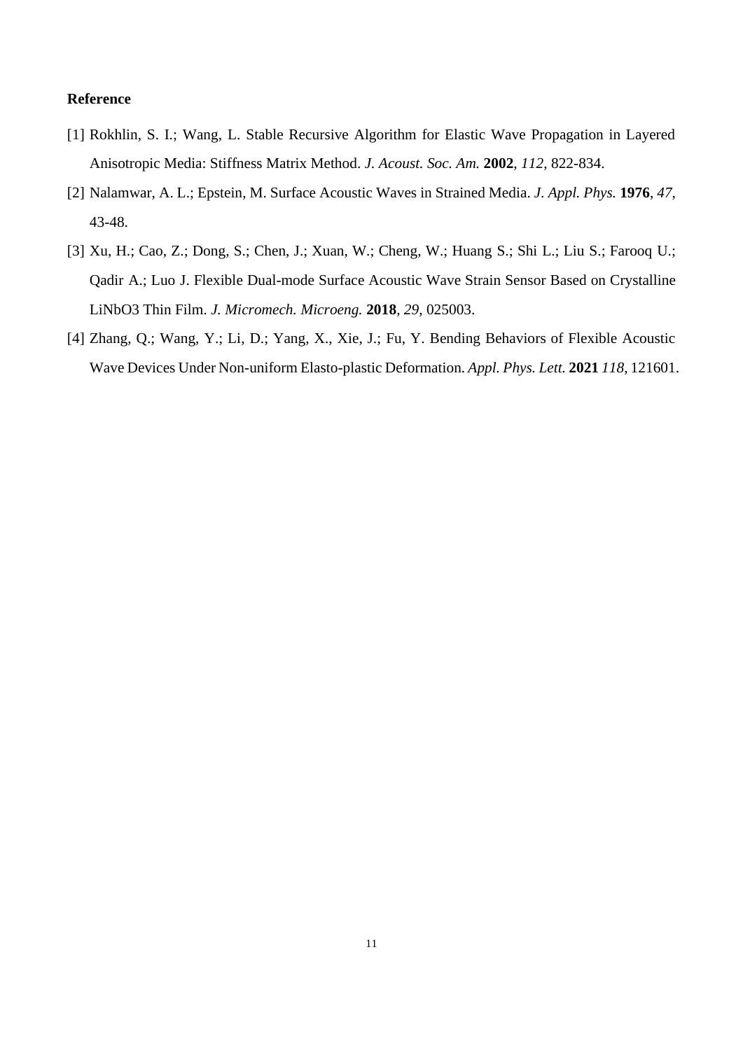**Reference**

[1] Rokhlin, S. I.; Wang, L. Stable Recursive Algorithm for Elastic Wave Propagation in Layered Anisotropic Media: Stiffness Matrix Method. *J. Acoust. Soc. Am.* **2002**, *112*, 822-834.

[2] Nalamwar, A. L.; Epstein, M. Surface Acoustic Waves in Strained Media. *J. Appl. Phys.* **1976**, *47*, 43-48.

[3] Xu, H.; Cao, Z.; Dong, S.; Chen, J.; Xuan, W.; Cheng, W.; Huang S.; Shi L.; Liu S.; Farooq U.; Qadir A.; Luo J. Flexible Dual-mode Surface Acoustic Wave Strain Sensor Based on Crystalline LiNbO3 Thin Film. *J. Micromech. Microeng.* **2018**, *29*, 025003.

[4] Zhang, Q.; Wang, Y.; Li, D.; Yang, X., Xie, J.; Fu, Y. Bending Behaviors of Flexible Acoustic Wave Devices Under Non-uniform Elasto-plastic Deformation. *Appl. Phys. Lett.* **2021** *118*, 121601.